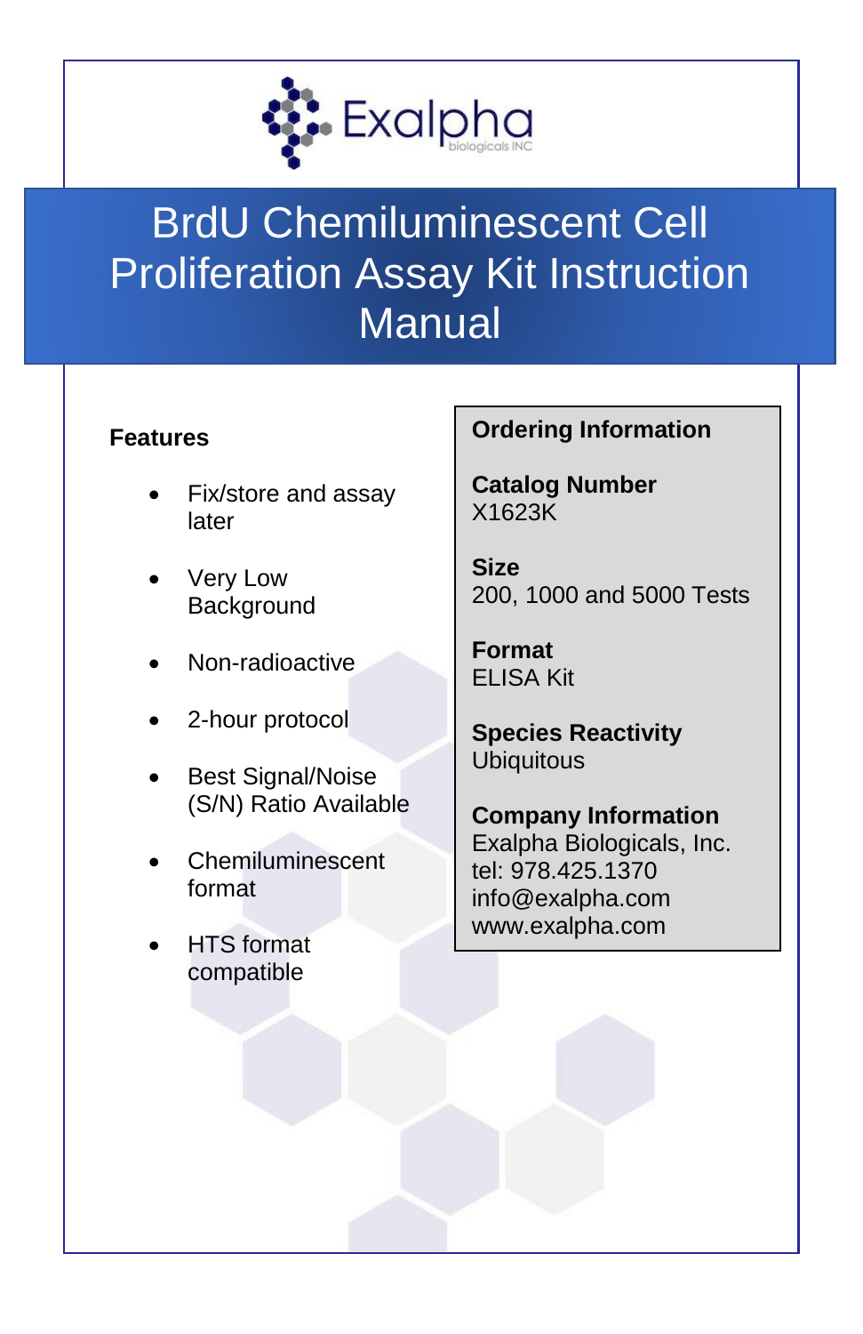Exalpha biologicals INC

# BrdU Chemiluminescent Cell Proliferation Assay Kit Instruction Manual

## Features

- Fix/store and assay later
- Very Low Background
- Non-radioactive
- 2-hour protocol
- Best Signal/Noise (S/N) Ratio Available
- Chemiluminescent format
- HTS format compatible

## Ordering Information

**Catalog Number**
X1623K

**Size**
200, 1000 and 5000 Tests

**Format**
ELISA Kit

**Species Reactivity**
Ubiquitous

**Company Information**
Exalpha Biologicals, Inc.
tel: 978.425.1370
info@exalpha.com
www.exalpha.com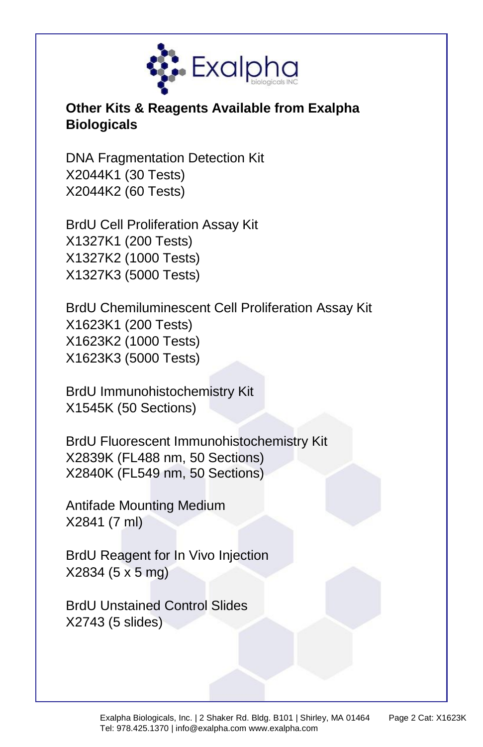## Other Kits & Reagents Available from Exalpha Biologicals

DNA Fragmentation Detection Kit
X2044K1 (30 Tests)
X2044K2 (60 Tests)

BrdU Cell Proliferation Assay Kit
X1327K1 (200 Tests)
X1327K2 (1000 Tests)
X1327K3 (5000 Tests)

BrdU Chemiluminescent Cell Proliferation Assay Kit
X1623K1 (200 Tests)
X1623K2 (1000 Tests)
X1623K3 (5000 Tests)

BrdU Immunohistochemistry Kit
X1545K (50 Sections)

BrdU Fluorescent Immunohistochemistry Kit
X2839K (FL488 nm, 50 Sections)
X2840K (FL549 nm, 50 Sections)

Antifade Mounting Medium
X2841 (7 ml)

BrdU Reagent for In Vivo Injection
X2834 (5 x 5 mg)

BrdU Unstained Control Slides
X2743 (5 slides)

Exalpha Biologicals, Inc. | 2 Shaker Rd. Bldg. B101 | Shirley, MA 01464
Tel: 978.425.1370 | info@exalpha.com www.exalpha.com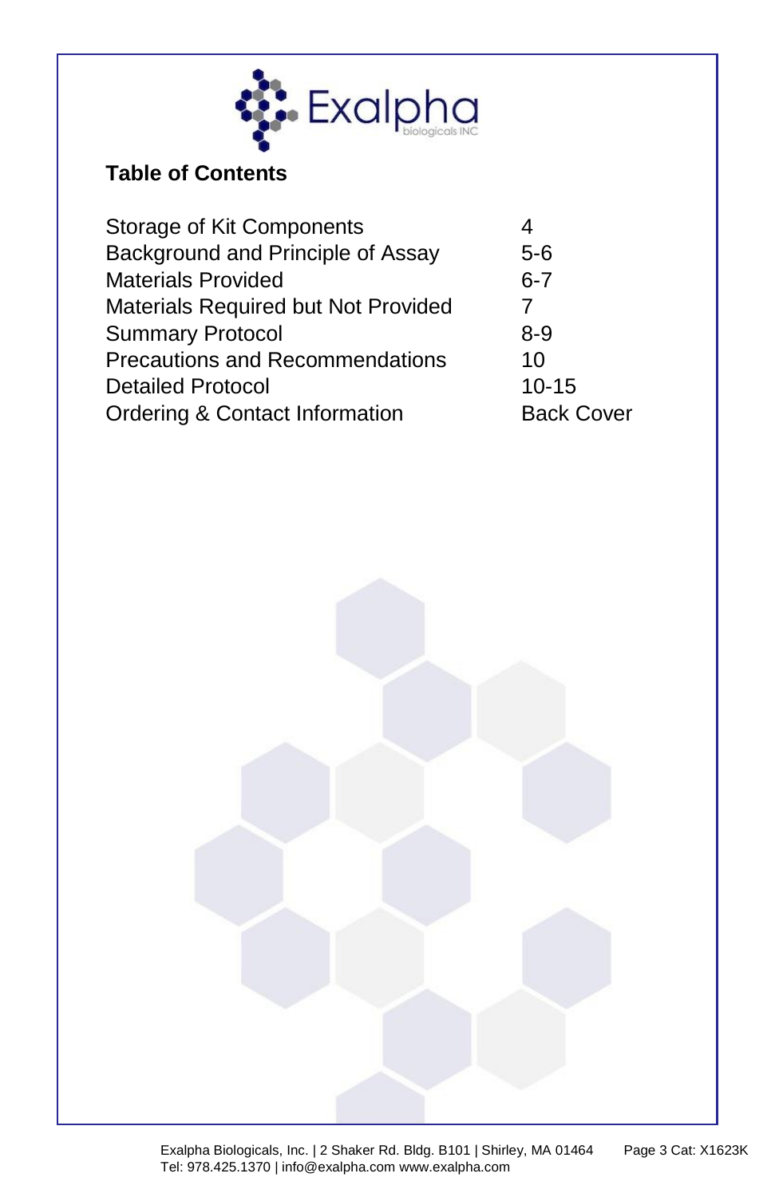## Table of Contents

| | |
|---|---|
| Storage of Kit Components | 4 |
| Background and Principle of Assay | 5-6 |
| Materials Provided | 6-7 |
| Materials Required but Not Provided | 7 |
| Summary Protocol | 8-9 |
| Precautions and Recommendations | 10 |
| Detailed Protocol | 10-15 |
| Ordering & Contact Information | Back Cover |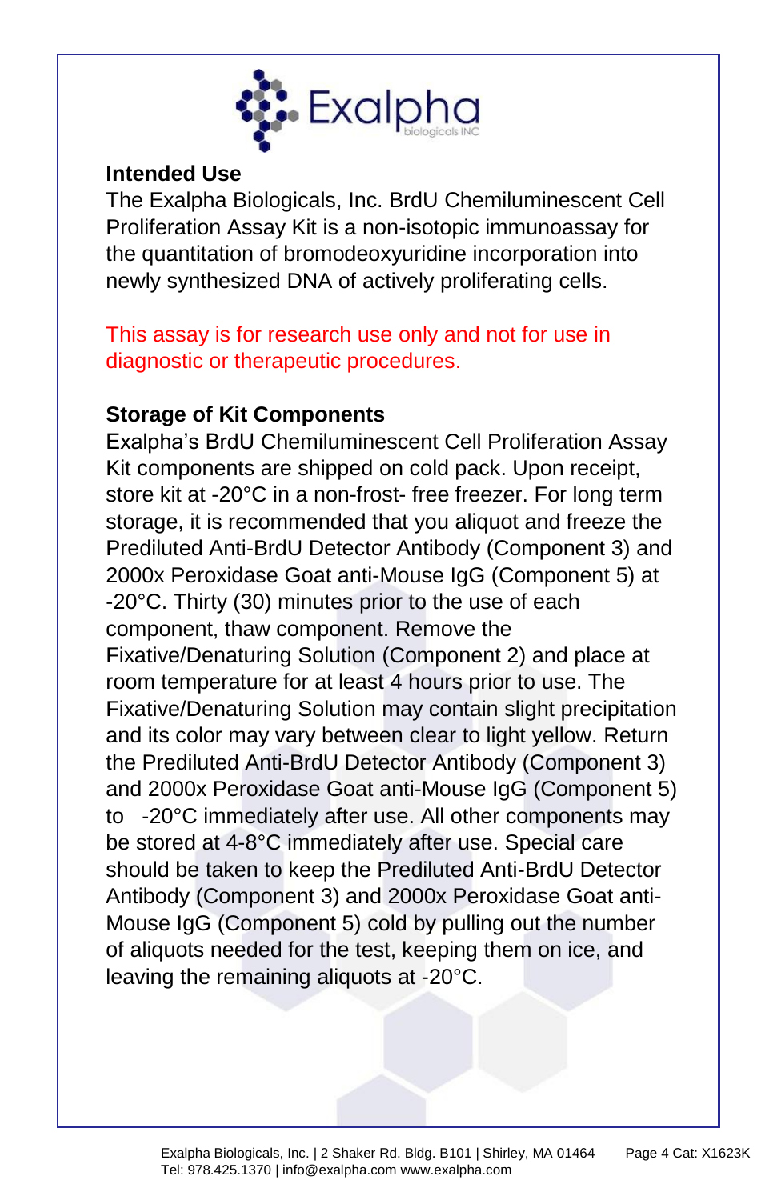## Intended Use

The Exalpha Biologicals, Inc. BrdU Chemiluminescent Cell Proliferation Assay Kit is a non-isotopic immunoassay for the quantitation of bromodeoxyuridine incorporation into newly synthesized DNA of actively proliferating cells.

This assay is for research use only and not for use in diagnostic or therapeutic procedures.

## Storage of Kit Components

Exalpha's BrdU Chemiluminescent Cell Proliferation Assay Kit components are shipped on cold pack. Upon receipt, store kit at -20°C in a non-frost- free freezer. For long term storage, it is recommended that you aliquot and freeze the Prediluted Anti-BrdU Detector Antibody (Component 3) and 2000x Peroxidase Goat anti-Mouse IgG (Component 5) at -20°C. Thirty (30) minutes prior to the use of each component, thaw component. Remove the Fixative/Denaturing Solution (Component 2) and place at room temperature for at least 4 hours prior to use. The Fixative/Denaturing Solution may contain slight precipitation and its color may vary between clear to light yellow. Return the Prediluted Anti-BrdU Detector Antibody (Component 3) and 2000x Peroxidase Goat anti-Mouse IgG (Component 5) to -20°C immediately after use. All other components may be stored at 4-8°C immediately after use. Special care should be taken to keep the Prediluted Anti-BrdU Detector Antibody (Component 3) and 2000x Peroxidase Goat anti-Mouse IgG (Component 5) cold by pulling out the number of aliquots needed for the test, keeping them on ice, and leaving the remaining aliquots at -20°C.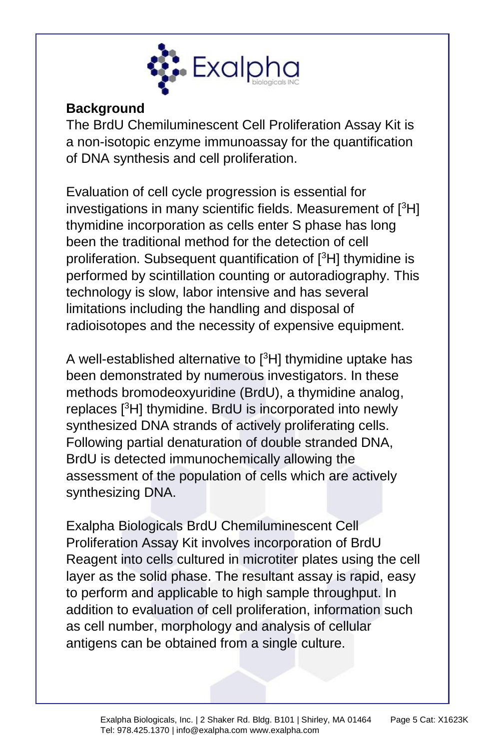## Background

The BrdU Chemiluminescent Cell Proliferation Assay Kit is a non-isotopic enzyme immunoassay for the quantification of DNA synthesis and cell proliferation.

Evaluation of cell cycle progression is essential for investigations in many scientific fields. Measurement of [$^3$H] thymidine incorporation as cells enter S phase has long been the traditional method for the detection of cell proliferation. Subsequent quantification of [$^3$H] thymidine is performed by scintillation counting or autoradiography. This technology is slow, labor intensive and has several limitations including the handling and disposal of radioisotopes and the necessity of expensive equipment.

A well-established alternative to [$^3$H] thymidine uptake has been demonstrated by numerous investigators. In these methods bromodeoxyuridine (BrdU), a thymidine analog, replaces [$^3$H] thymidine. BrdU is incorporated into newly synthesized DNA strands of actively proliferating cells. Following partial denaturation of double stranded DNA, BrdU is detected immunochemically allowing the assessment of the population of cells which are actively synthesizing DNA.

Exalpha Biologicals BrdU Chemiluminescent Cell Proliferation Assay Kit involves incorporation of BrdU Reagent into cells cultured in microtiter plates using the cell layer as the solid phase. The resultant assay is rapid, easy to perform and applicable to high sample throughput. In addition to evaluation of cell proliferation, information such as cell number, morphology and analysis of cellular antigens can be obtained from a single culture.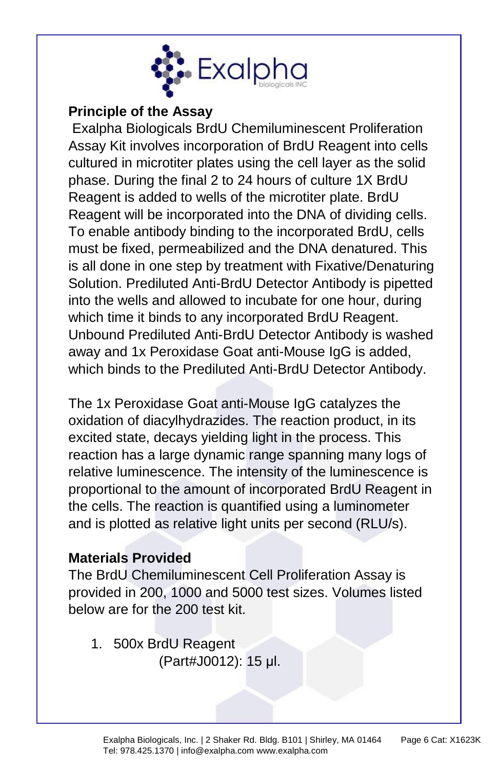## Principle of the Assay

Exalpha Biologicals BrdU Chemiluminescent Proliferation Assay Kit involves incorporation of BrdU Reagent into cells cultured in microtiter plates using the cell layer as the solid phase. During the final 2 to 24 hours of culture 1X BrdU Reagent is added to wells of the microtiter plate. BrdU Reagent will be incorporated into the DNA of dividing cells. To enable antibody binding to the incorporated BrdU, cells must be fixed, permeabilized and the DNA denatured. This is all done in one step by treatment with Fixative/Denaturing Solution. Prediluted Anti-BrdU Detector Antibody is pipetted into the wells and allowed to incubate for one hour, during which time it binds to any incorporated BrdU Reagent. Unbound Prediluted Anti-BrdU Detector Antibody is washed away and 1x Peroxidase Goat anti-Mouse IgG is added, which binds to the Prediluted Anti-BrdU Detector Antibody.

The 1x Peroxidase Goat anti-Mouse IgG catalyzes the oxidation of diacylhydrazides. The reaction product, in its excited state, decays yielding light in the process. This reaction has a large dynamic range spanning many logs of relative luminescence. The intensity of the luminescence is proportional to the amount of incorporated BrdU Reagent in the cells. The reaction is quantified using a luminometer and is plotted as relative light units per second (RLU/s).

## Materials Provided

The BrdU Chemiluminescent Cell Proliferation Assay is provided in 200, 1000 and 5000 test sizes. Volumes listed below are for the 200 test kit.

1. 500x BrdU Reagent
   (Part#J0012): 15 µl.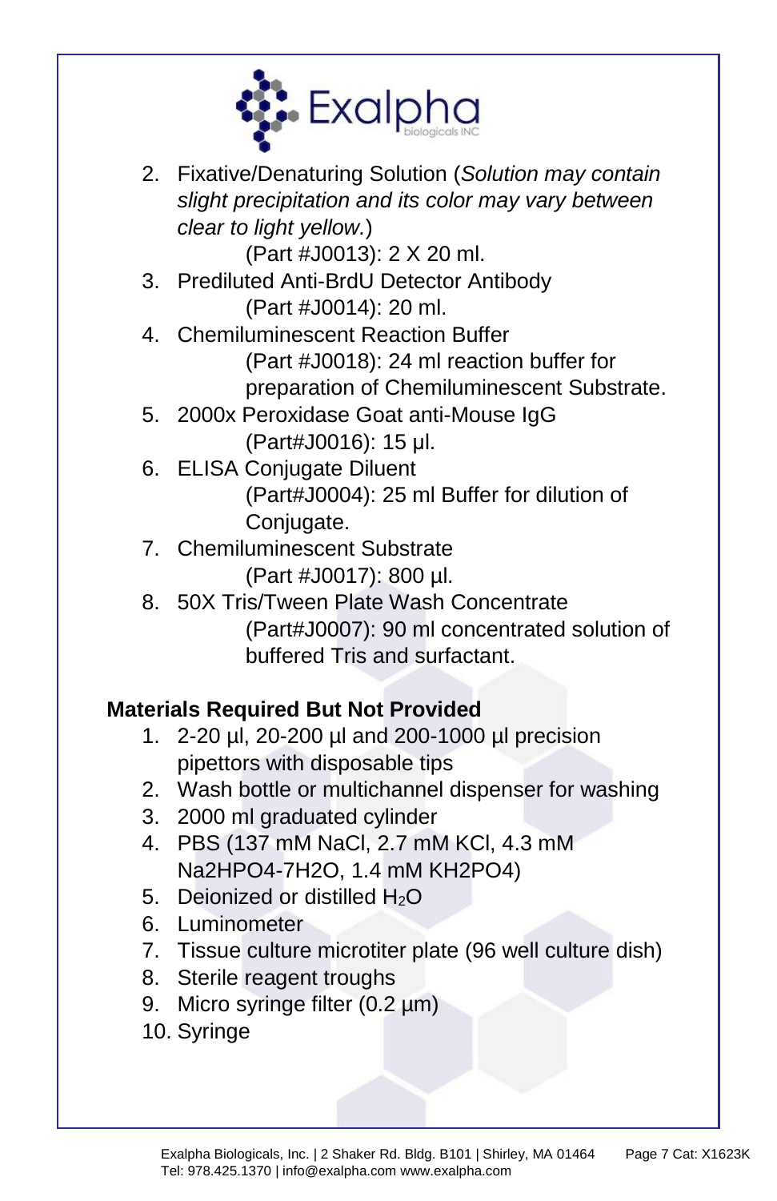2. Fixative/Denaturing Solution (*Solution may contain slight precipitation and its color may vary between clear to light yellow.*)
   (Part #J0013): 2 X 20 ml.
3. Prediluted Anti-BrdU Detector Antibody
   (Part #J0014): 20 ml.
4. Chemiluminescent Reaction Buffer
   (Part #J0018): 24 ml reaction buffer for preparation of Chemiluminescent Substrate.
5. 2000x Peroxidase Goat anti-Mouse IgG
   (Part#J0016): 15 µl.
6. ELISA Conjugate Diluent
   (Part#J0004): 25 ml Buffer for dilution of Conjugate.
7. Chemiluminescent Substrate
   (Part #J0017): 800 µl.
8. 50X Tris/Tween Plate Wash Concentrate
   (Part#J0007): 90 ml concentrated solution of buffered Tris and surfactant.

**Materials Required But Not Provided**

1. 2-20 µl, 20-200 µl and 200-1000 µl precision pipettors with disposable tips
2. Wash bottle or multichannel dispenser for washing
3. 2000 ml graduated cylinder
4. PBS (137 mM NaCl, 2.7 mM KCl, 4.3 mM Na2HPO4-7H2O, 1.4 mM KH2PO4)
5. Deionized or distilled $H_2O$
6. Luminometer
7. Tissue culture microtiter plate (96 well culture dish)
8. Sterile reagent troughs
9. Micro syringe filter (0.2 µm)
10. Syringe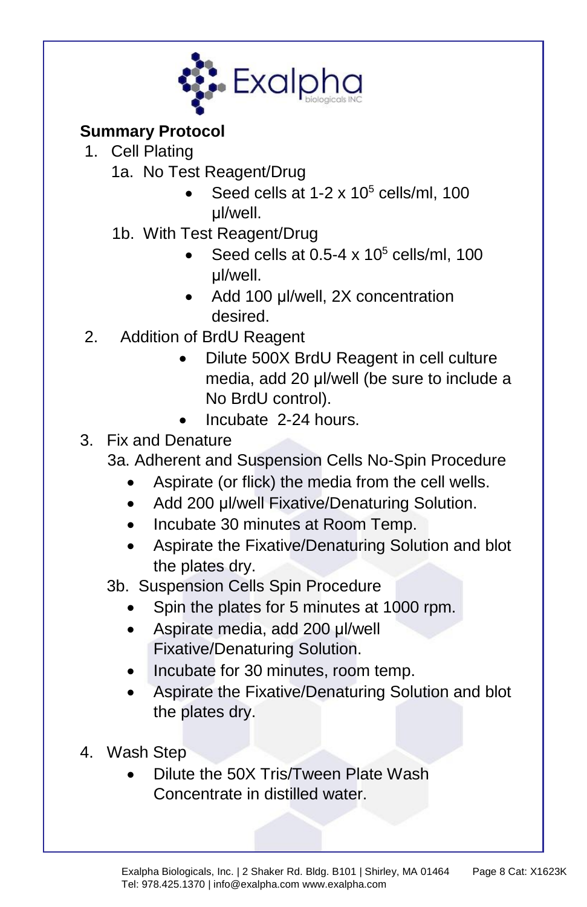## Summary Protocol

1. Cell Plating

   1a. No Test Reagent/Drug

   - Seed cells at 1-2 x $10^5$ cells/ml, 100 µl/well.

   1b. With Test Reagent/Drug

   - Seed cells at 0.5-4 x $10^5$ cells/ml, 100 µl/well.
   - Add 100 µl/well, 2X concentration desired.

2. Addition of BrdU Reagent

   - Dilute 500X BrdU Reagent in cell culture media, add 20 µl/well (be sure to include a No BrdU control).
   - Incubate 2-24 hours.

3. Fix and Denature

   3a. Adherent and Suspension Cells No-Spin Procedure

   - Aspirate (or flick) the media from the cell wells.
   - Add 200 µl/well Fixative/Denaturing Solution.
   - Incubate 30 minutes at Room Temp.
   - Aspirate the Fixative/Denaturing Solution and blot the plates dry.

   3b. Suspension Cells Spin Procedure

   - Spin the plates for 5 minutes at 1000 rpm.
   - Aspirate media, add 200 µl/well Fixative/Denaturing Solution.
   - Incubate for 30 minutes, room temp.
   - Aspirate the Fixative/Denaturing Solution and blot the plates dry.

4. Wash Step

   - Dilute the 50X Tris/Tween Plate Wash Concentrate in distilled water.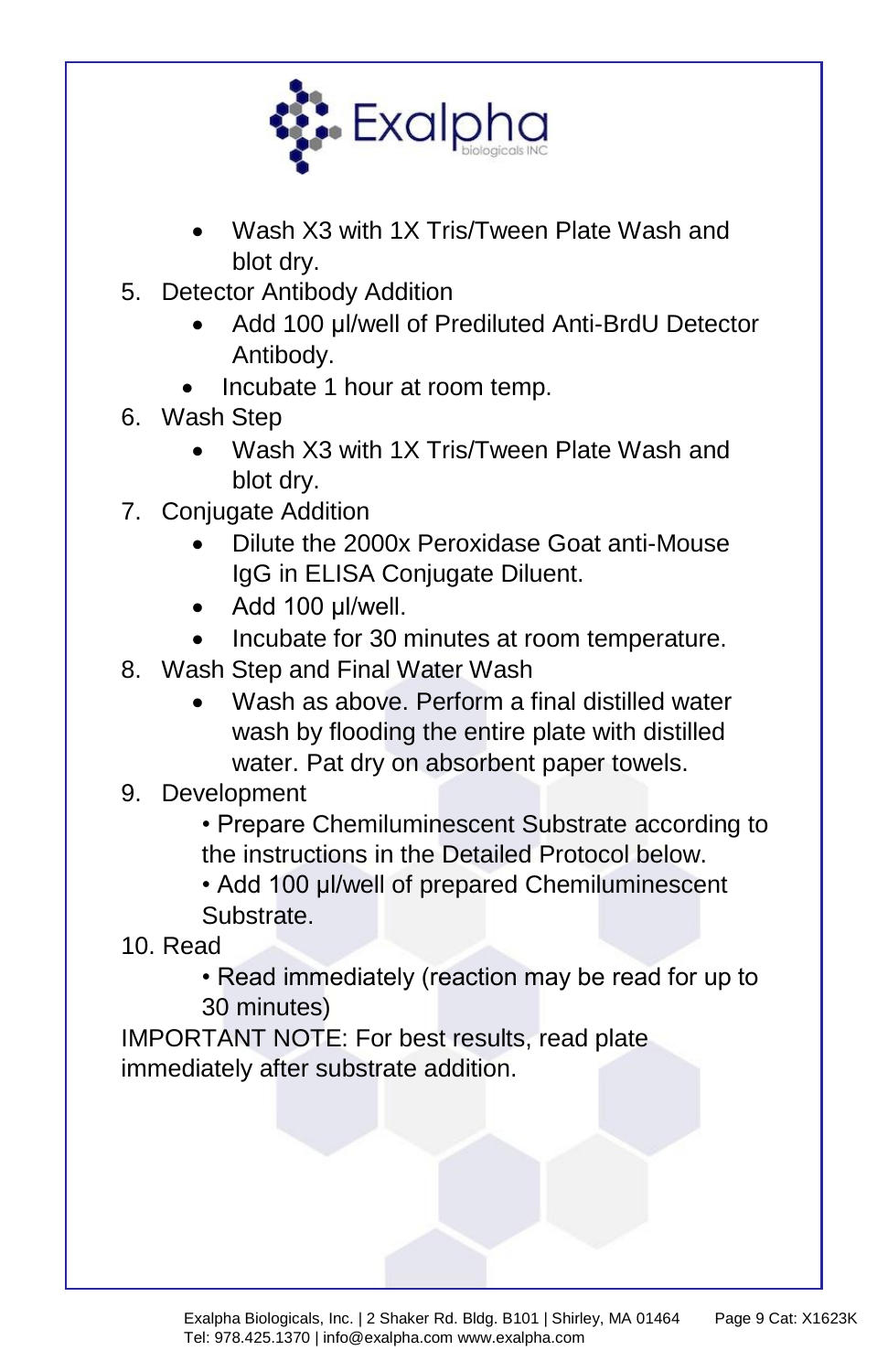- Wash X3 with 1X Tris/Tween Plate Wash and blot dry.

5. Detector Antibody Addition
   - Add 100 µl/well of Prediluted Anti-BrdU Detector Antibody.
   - Incubate 1 hour at room temp.
6. Wash Step
   - Wash X3 with 1X Tris/Tween Plate Wash and blot dry.
7. Conjugate Addition
   - Dilute the 2000x Peroxidase Goat anti-Mouse IgG in ELISA Conjugate Diluent.
   - Add 100 µl/well.
   - Incubate for 30 minutes at room temperature.
8. Wash Step and Final Water Wash
   - Wash as above. Perform a final distilled water wash by flooding the entire plate with distilled water. Pat dry on absorbent paper towels.
9. Development
   - Prepare Chemiluminescent Substrate according to the instructions in the Detailed Protocol below.
   - Add 100 µl/well of prepared Chemiluminescent Substrate.
10. Read
    - Read immediately (reaction may be read for up to 30 minutes)

IMPORTANT NOTE: For best results, read plate immediately after substrate addition.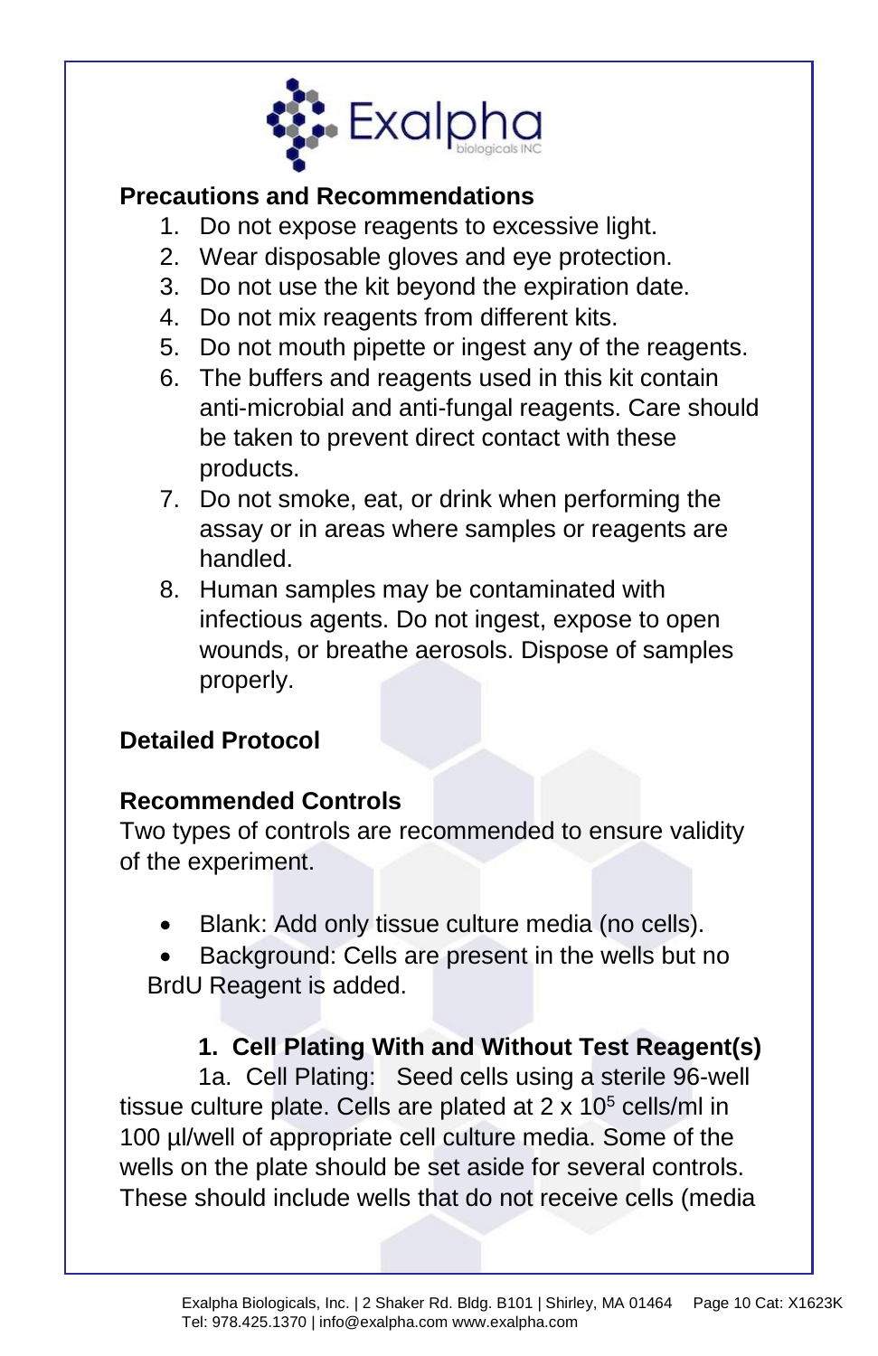## Precautions and Recommendations

1. Do not expose reagents to excessive light.
2. Wear disposable gloves and eye protection.
3. Do not use the kit beyond the expiration date.
4. Do not mix reagents from different kits.
5. Do not mouth pipette or ingest any of the reagents.
6. The buffers and reagents used in this kit contain anti-microbial and anti-fungal reagents. Care should be taken to prevent direct contact with these products.
7. Do not smoke, eat, or drink when performing the assay or in areas where samples or reagents are handled.
8. Human samples may be contaminated with infectious agents. Do not ingest, expose to open wounds, or breathe aerosols. Dispose of samples properly.

## Detailed Protocol

### Recommended Controls

Two types of controls are recommended to ensure validity of the experiment.

- Blank: Add only tissue culture media (no cells).
- Background: Cells are present in the wells but no BrdU Reagent is added.

### 1. Cell Plating With and Without Test Reagent(s)

1a. Cell Plating: Seed cells using a sterile 96-well tissue culture plate. Cells are plated at 2 x $10^5$ cells/ml in 100 µl/well of appropriate cell culture media. Some of the wells on the plate should be set aside for several controls. These should include wells that do not receive cells (media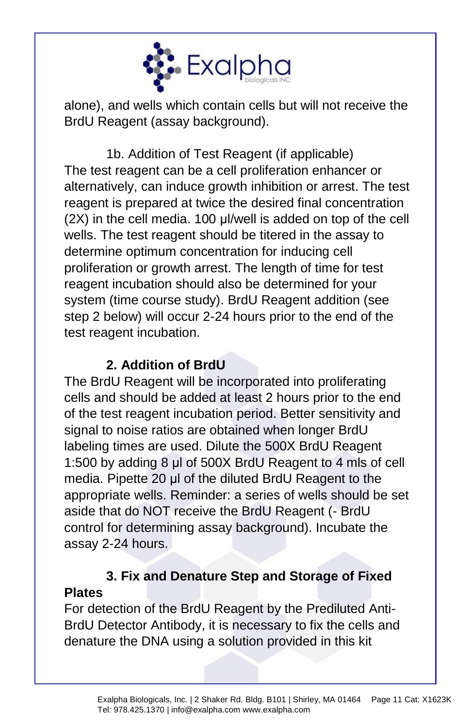alone), and wells which contain cells but will not receive the BrdU Reagent (assay background).

1b. Addition of Test Reagent (if applicable)

The test reagent can be a cell proliferation enhancer or alternatively, can induce growth inhibition or arrest. The test reagent is prepared at twice the desired final concentration (2X) in the cell media. 100 µl/well is added on top of the cell wells. The test reagent should be titered in the assay to determine optimum concentration for inducing cell proliferation or growth arrest. The length of time for test reagent incubation should also be determined for your system (time course study). BrdU Reagent addition (see step 2 below) will occur 2-24 hours prior to the end of the test reagent incubation.

**2. Addition of BrdU**

The BrdU Reagent will be incorporated into proliferating cells and should be added at least 2 hours prior to the end of the test reagent incubation period. Better sensitivity and signal to noise ratios are obtained when longer BrdU labeling times are used. Dilute the 500X BrdU Reagent 1:500 by adding 8 µl of 500X BrdU Reagent to 4 mls of cell media. Pipette 20 µl of the diluted BrdU Reagent to the appropriate wells. Reminder: a series of wells should be set aside that do NOT receive the BrdU Reagent (- BrdU control for determining assay background). Incubate the assay 2-24 hours.

**3. Fix and Denature Step and Storage of Fixed Plates**

For detection of the BrdU Reagent by the Prediluted Anti-BrdU Detector Antibody, it is necessary to fix the cells and denature the DNA using a solution provided in this kit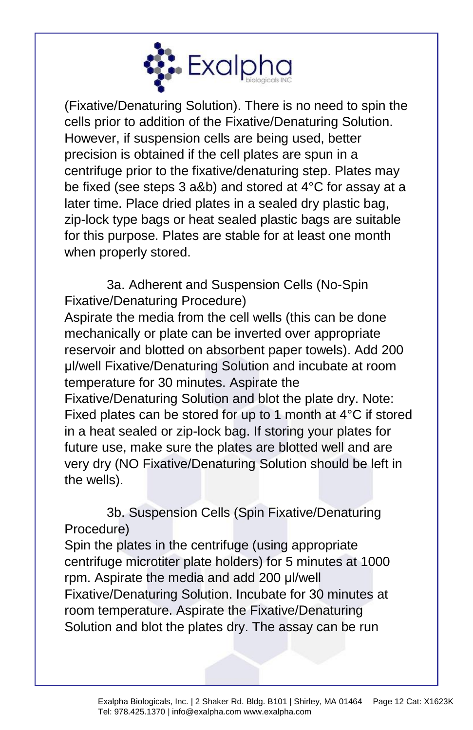(Fixative/Denaturing Solution). There is no need to spin the cells prior to addition of the Fixative/Denaturing Solution. However, if suspension cells are being used, better precision is obtained if the cell plates are spun in a centrifuge prior to the fixative/denaturing step. Plates may be fixed (see steps 3 a&b) and stored at 4°C for assay at a later time. Place dried plates in a sealed dry plastic bag, zip-lock type bags or heat sealed plastic bags are suitable for this purpose. Plates are stable for at least one month when properly stored.

3a. Adherent and Suspension Cells (No-Spin Fixative/Denaturing Procedure)

Aspirate the media from the cell wells (this can be done mechanically or plate can be inverted over appropriate reservoir and blotted on absorbent paper towels). Add 200 µl/well Fixative/Denaturing Solution and incubate at room temperature for 30 minutes. Aspirate the Fixative/Denaturing Solution and blot the plate dry. Note: Fixed plates can be stored for up to 1 month at 4°C if stored in a heat sealed or zip-lock bag. If storing your plates for future use, make sure the plates are blotted well and are very dry (NO Fixative/Denaturing Solution should be left in the wells).

3b. Suspension Cells (Spin Fixative/Denaturing Procedure)

Spin the plates in the centrifuge (using appropriate centrifuge microtiter plate holders) for 5 minutes at 1000 rpm. Aspirate the media and add 200 µl/well Fixative/Denaturing Solution. Incubate for 30 minutes at room temperature. Aspirate the Fixative/Denaturing Solution and blot the plates dry. The assay can be run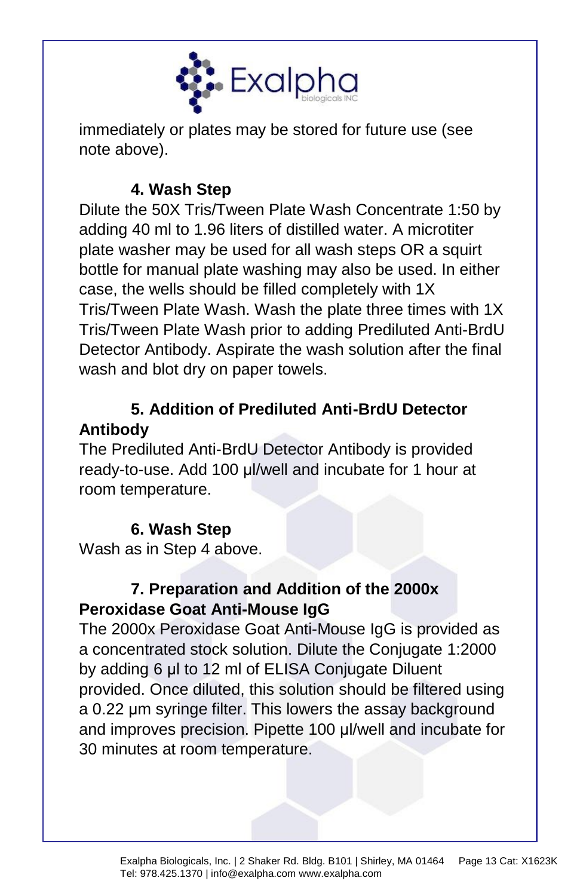immediately or plates may be stored for future use (see note above).

#### 4. Wash Step

Dilute the 50X Tris/Tween Plate Wash Concentrate 1:50 by adding 40 ml to 1.96 liters of distilled water. A microtiter plate washer may be used for all wash steps OR a squirt bottle for manual plate washing may also be used. In either case, the wells should be filled completely with 1X Tris/Tween Plate Wash. Wash the plate three times with 1X Tris/Tween Plate Wash prior to adding Prediluted Anti-BrdU Detector Antibody. Aspirate the wash solution after the final wash and blot dry on paper towels.

#### 5. Addition of Prediluted Anti-BrdU Detector Antibody

The Prediluted Anti-BrdU Detector Antibody is provided ready-to-use. Add 100 µl/well and incubate for 1 hour at room temperature.

#### 6. Wash Step

Wash as in Step 4 above.

#### 7. Preparation and Addition of the 2000x Peroxidase Goat Anti-Mouse IgG

The 2000x Peroxidase Goat Anti-Mouse IgG is provided as a concentrated stock solution. Dilute the Conjugate 1:2000 by adding 6 µl to 12 ml of ELISA Conjugate Diluent provided. Once diluted, this solution should be filtered using a 0.22 µm syringe filter. This lowers the assay background and improves precision. Pipette 100 µl/well and incubate for 30 minutes at room temperature.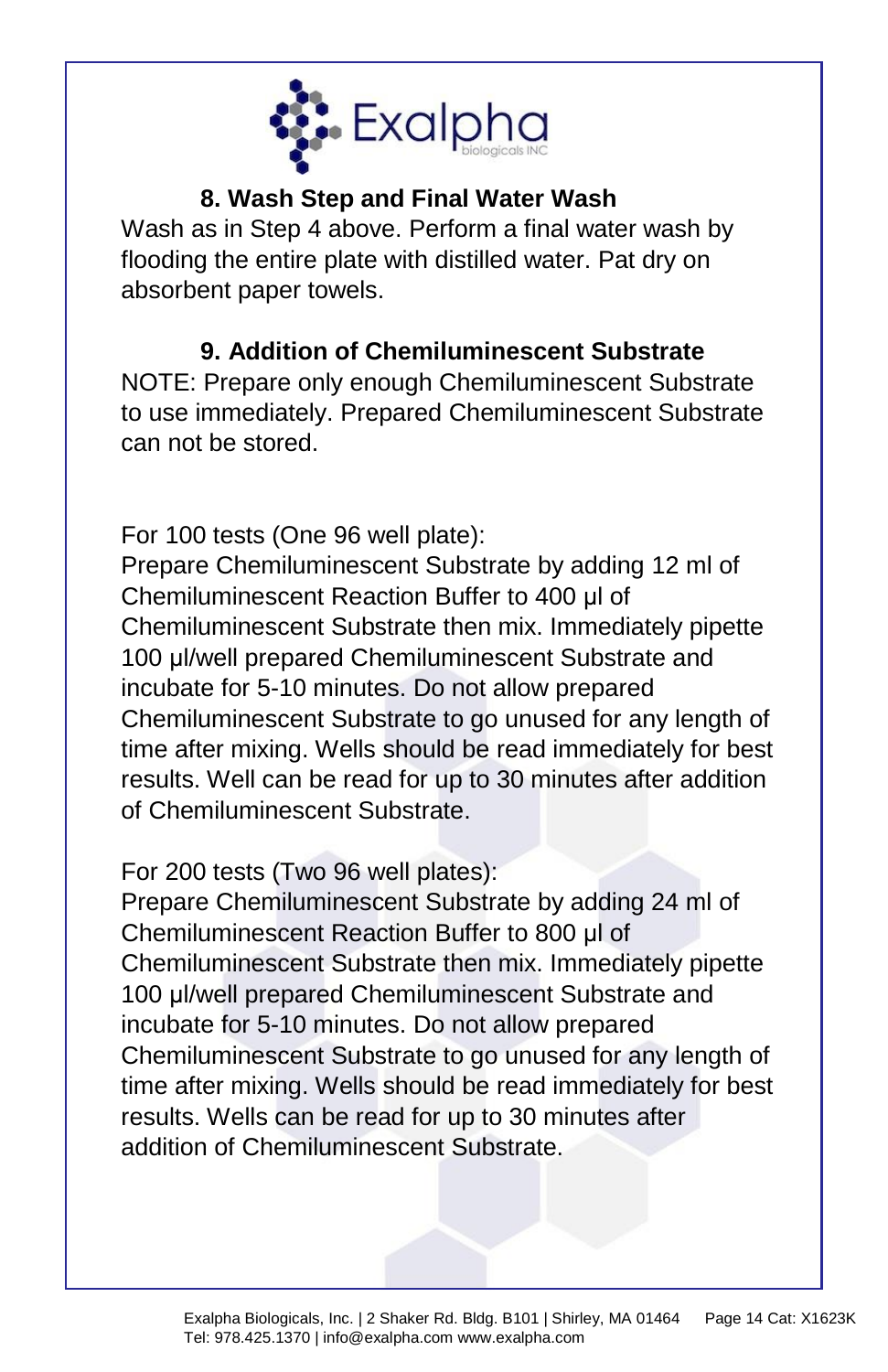### 8. Wash Step and Final Water Wash

Wash as in Step 4 above. Perform a final water wash by flooding the entire plate with distilled water. Pat dry on absorbent paper towels.

### 9. Addition of Chemiluminescent Substrate

NOTE: Prepare only enough Chemiluminescent Substrate to use immediately. Prepared Chemiluminescent Substrate can not be stored.

For 100 tests (One 96 well plate):
Prepare Chemiluminescent Substrate by adding 12 ml of Chemiluminescent Reaction Buffer to 400 µl of Chemiluminescent Substrate then mix. Immediately pipette 100 µl/well prepared Chemiluminescent Substrate and incubate for 5-10 minutes. Do not allow prepared Chemiluminescent Substrate to go unused for any length of time after mixing. Wells should be read immediately for best results. Well can be read for up to 30 minutes after addition of Chemiluminescent Substrate.

For 200 tests (Two 96 well plates):
Prepare Chemiluminescent Substrate by adding 24 ml of Chemiluminescent Reaction Buffer to 800 µl of Chemiluminescent Substrate then mix. Immediately pipette 100 µl/well prepared Chemiluminescent Substrate and incubate for 5-10 minutes. Do not allow prepared Chemiluminescent Substrate to go unused for any length of time after mixing. Wells should be read immediately for best results. Wells can be read for up to 30 minutes after addition of Chemiluminescent Substrate.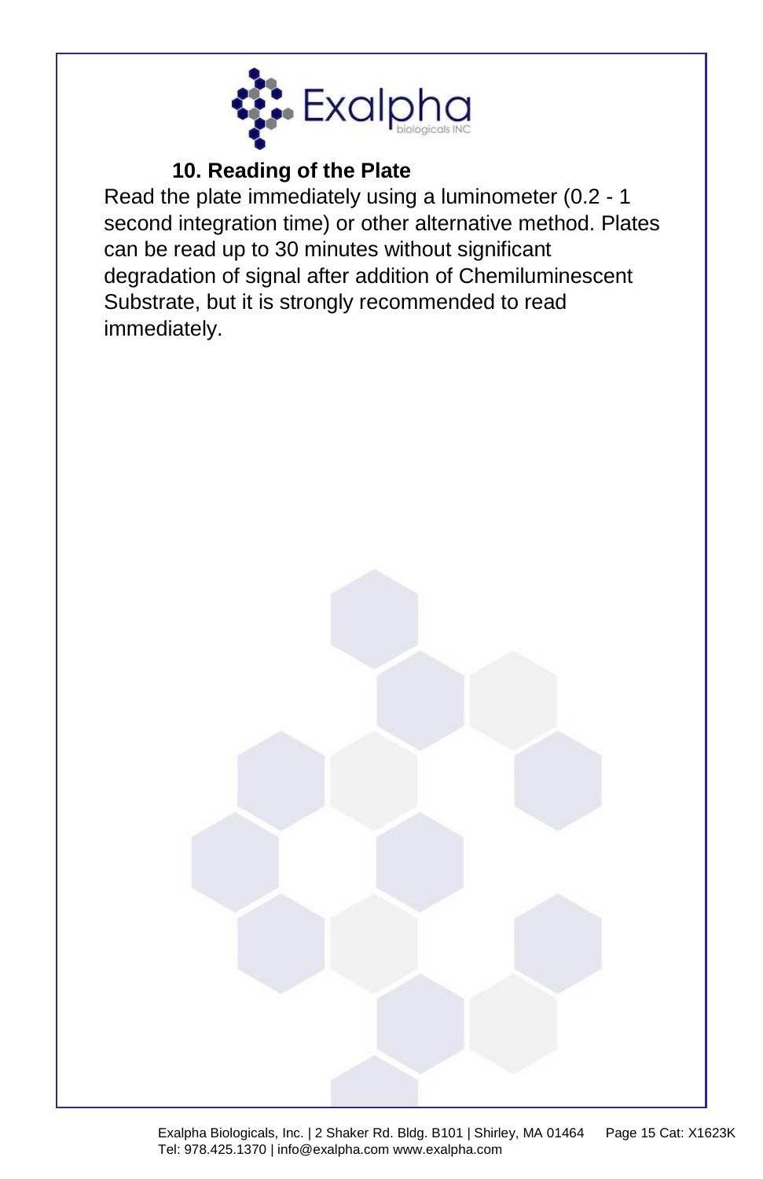### 10. Reading of the Plate

Read the plate immediately using a luminometer (0.2 - 1 second integration time) or other alternative method. Plates can be read up to 30 minutes without significant degradation of signal after addition of Chemiluminescent Substrate, but it is strongly recommended to read immediately.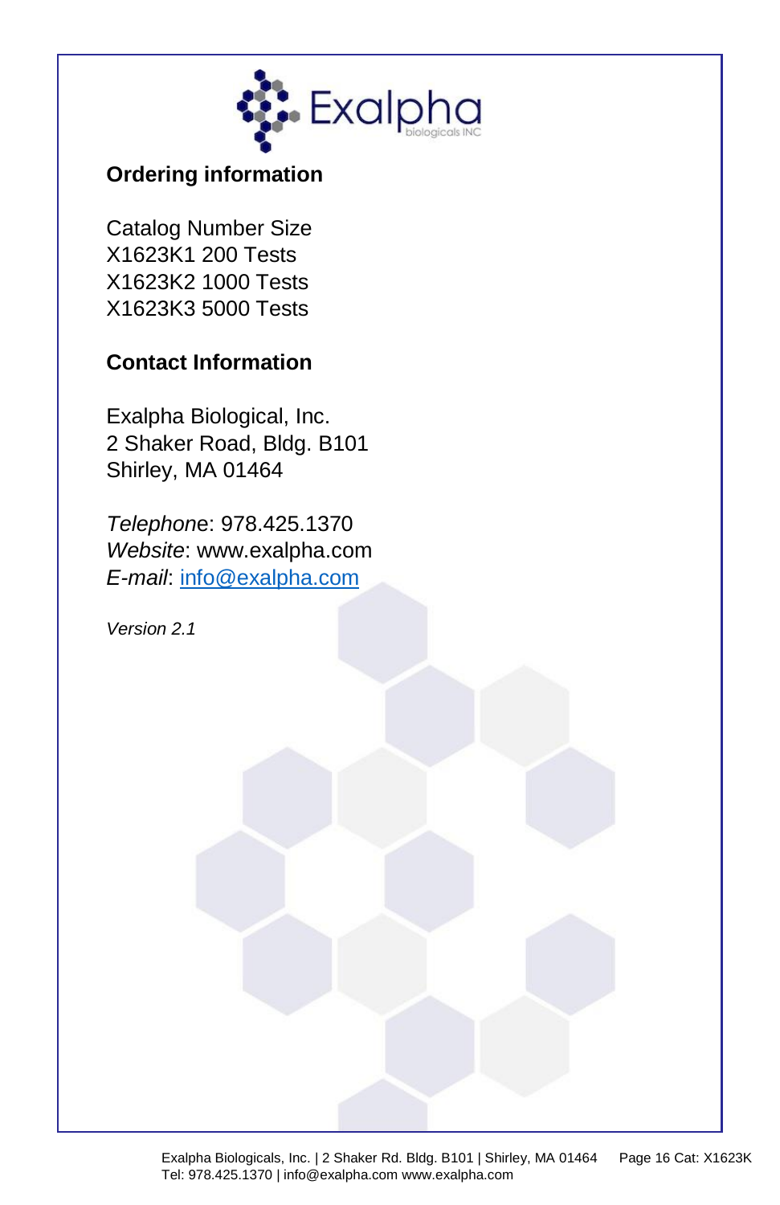## Ordering information

| Catalog Number | Size |
|---|---|
| X1623K1 | 200 Tests |
| X1623K2 | 1000 Tests |
| X1623K3 | 5000 Tests |

## Contact Information

Exalpha Biological, Inc.
2 Shaker Road, Bldg. B101
Shirley, MA 01464

*Telephone*: 978.425.1370
*Website*: www.exalpha.com
*E-mail*: info@exalpha.com

*Version 2.1*